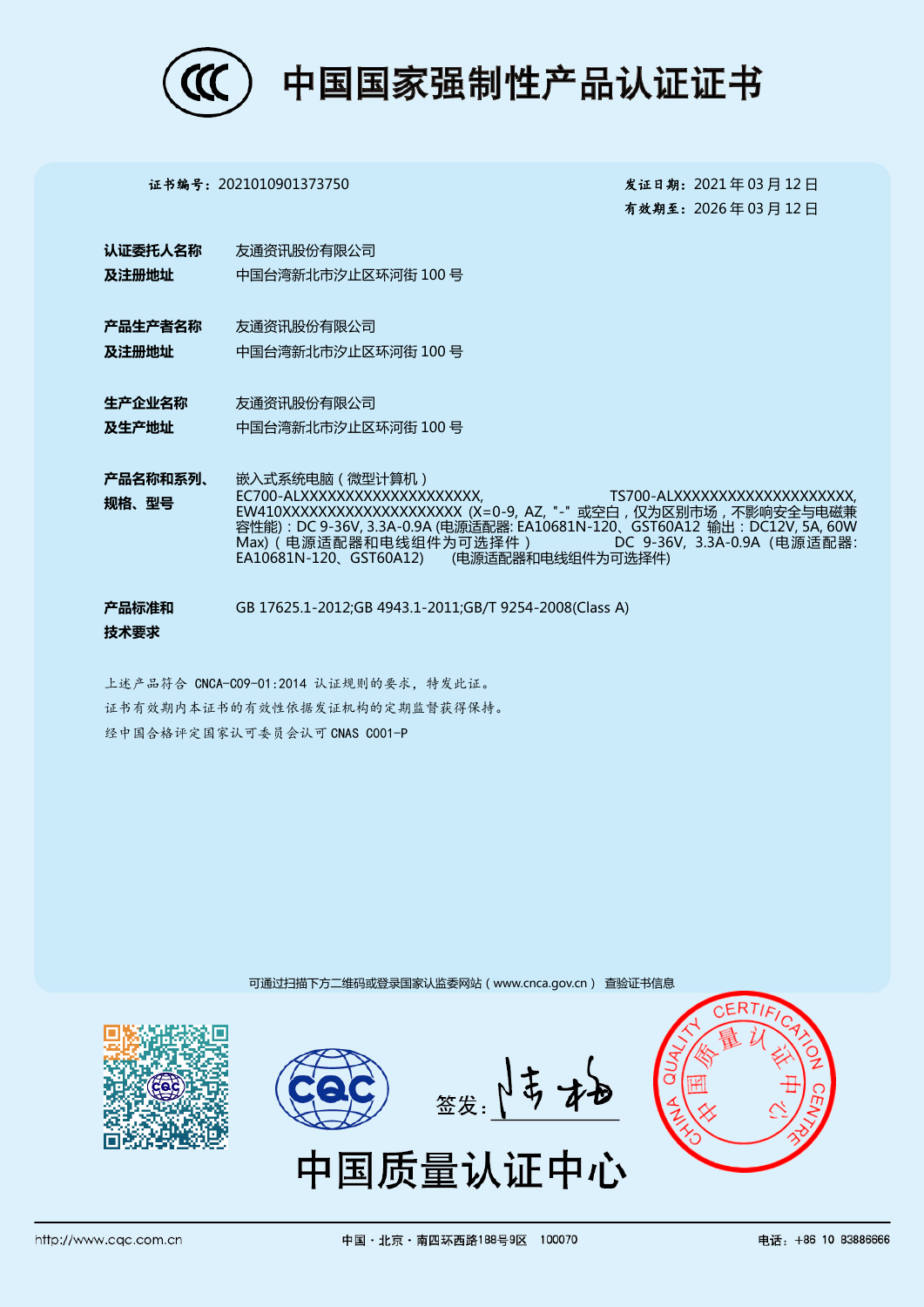# 中国国家强制性产品认证证书

**证书编号：** 2021010901373750

**发证日期：** 2021 年 03 月 12 日

**有效期至：** 2026 年 03 月 12 日

**认证委托人名称及注册地址**

友通资讯股份有限公司
中国台湾新北市汐止区环河街 100 号

**产品生产者名称及注册地址**

友通资讯股份有限公司
中国台湾新北市汐止区环河街 100 号

**生产企业名称及生产地址**

友通资讯股份有限公司
中国台湾新北市汐止区环河街 100 号

**产品名称和系列、规格、型号**

嵌入式系统电脑（微型计算机）
EC700-ALXXXXXXXXXXXXXXXXXXXXX, TS700-ALXXXXXXXXXXXXXXXXXXXXX, EW410XXXXXXXXXXXXXXXXXXXX (X=0-9, AZ, "-" 或空白，仅为区别市场，不影响安全与电磁兼容性能)：DC 9-36V, 3.3A-0.9A (电源适配器: EA10681N-120、GST60A12 输出：DC12V, 5A, 60W Max)（电源适配器和电线组件为可选择件） DC 9-36V, 3.3A-0.9A（电源适配器: EA10681N-120、GST60A12） (电源适配器和电线组件为可选择件)

**产品标准和技术要求**

GB 17625.1-2012;GB 4943.1-2011;GB/T 9254-2008(Class A)

上述产品符合 CNCA-C09-01:2014 认证规则的要求，特发此证。
证书有效期内本证书的有效性依据发证机构的定期监督获得保持。
经中国合格评定国家认可委员会认可 CNAS C001-P

可通过扫描下方二维码或登录国家认监委网站（www.cnca.gov.cn） 查验证书信息

签发：

中国质量认证中心

http://www.cqc.com.cn 中国·北京·南四环西路188号9区 100070 电话：+86 10 83886666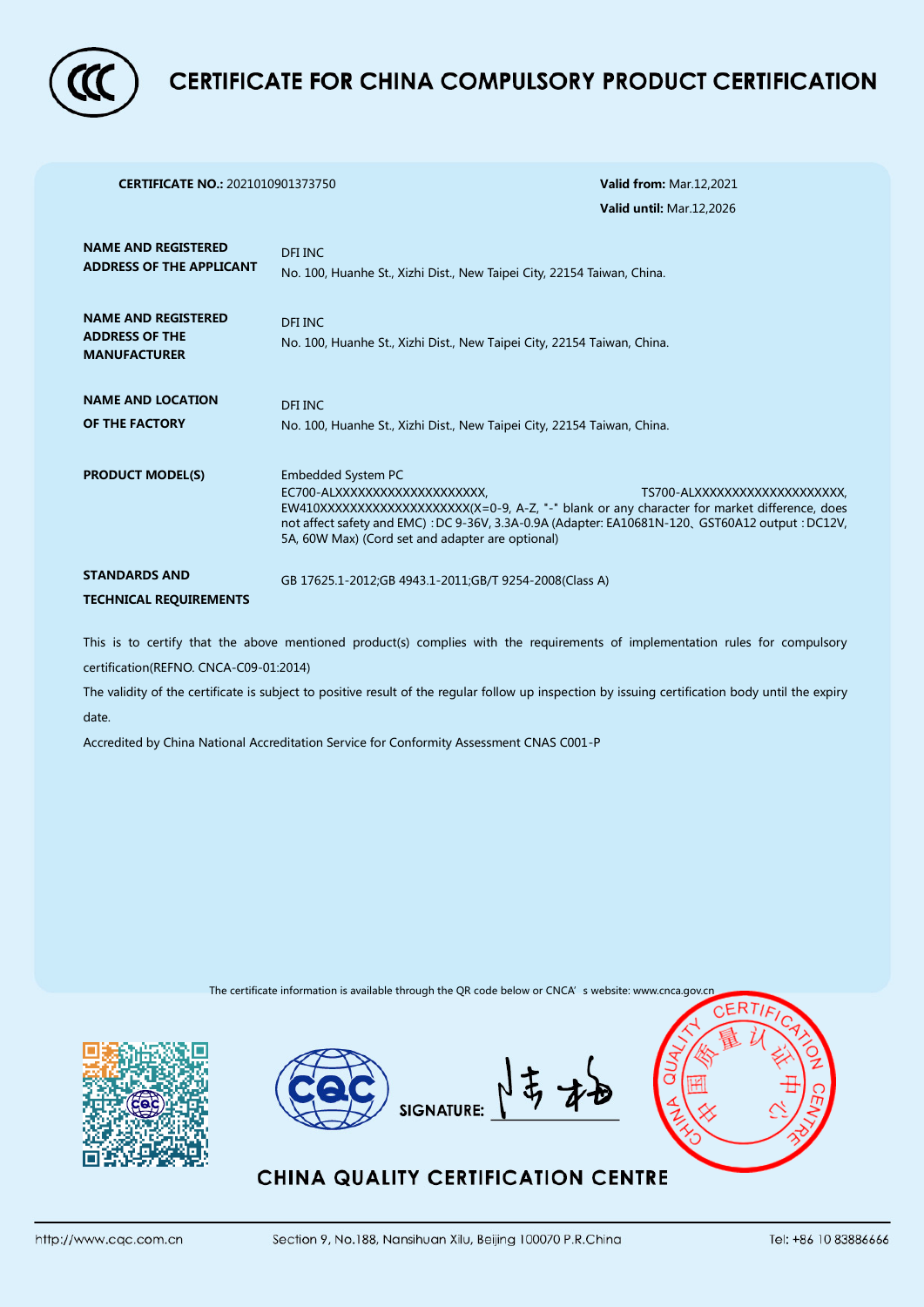# CERTIFICATE FOR CHINA COMPULSORY PRODUCT CERTIFICATION

**CERTIFICATE NO.:** 2021010901373750

**Valid from:** Mar.12,2021

**Valid until:** Mar.12,2026

| | |
|---|---|
| **NAME AND REGISTERED ADDRESS OF THE APPLICANT** | DFI INC<br>No. 100, Huanhe St., Xizhi Dist., New Taipei City, 22154 Taiwan, China. |
| **NAME AND REGISTERED ADDRESS OF THE MANUFACTURER** | DFI INC<br>No. 100, Huanhe St., Xizhi Dist., New Taipei City, 22154 Taiwan, China. |
| **NAME AND LOCATION OF THE FACTORY** | DFI INC<br>No. 100, Huanhe St., Xizhi Dist., New Taipei City, 22154 Taiwan, China. |
| **PRODUCT MODEL(S)** | Embedded System PC<br>EC700-ALXXXXXXXXXXXXXXXXXXXXXX, TS700-ALXXXXXXXXXXXXXXXXXXXXX, EW410XXXXXXXXXXXXXXXXXXXXX(X=0-9, A-Z, "-" blank or any character for market difference, does not affect safety and EMC) : DC 9-36V, 3.3A-0.9A (Adapter: EA10681N-120、GST60A12 output : DC12V, 5A, 60W Max) (Cord set and adapter are optional) |
| **STANDARDS AND TECHNICAL REQUIREMENTS** | GB 17625.1-2012;GB 4943.1-2011;GB/T 9254-2008(Class A) |

This is to certify that the above mentioned product(s) complies with the requirements of implementation rules for compulsory certification(REFNO. CNCA-C09-01:2014)

The validity of the certificate is subject to positive result of the regular follow up inspection by issuing certification body until the expiry date.

Accredited by China National Accreditation Service for Conformity Assessment CNAS C001-P

The certificate information is available through the QR code below or CNCA's website: www.cnca.gov.cn

SIGNATURE:

**CHINA QUALITY CERTIFICATION CENTRE**

http://www.cqc.com.cn Section 9, No.188, Nansihuan Xilu, Beijing 100070 P.R.China Tel: +86 10 83886666